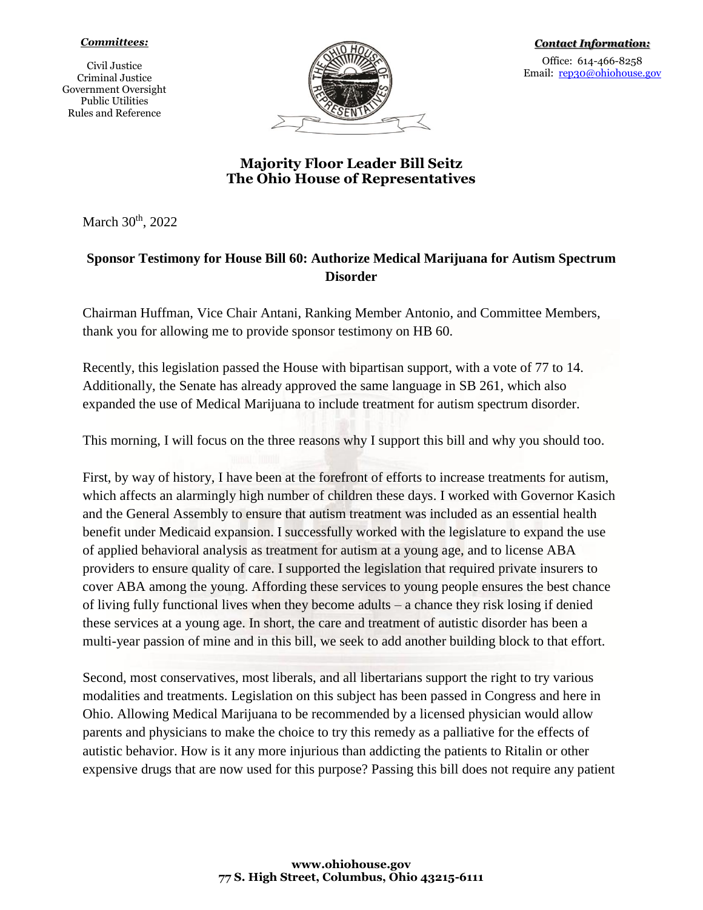*Committees:*

Civil Justice
Criminal Justice
Government Oversight
Public Utilities
Rules and Reference

*Contact Information:*

Office: 614-466-8258
Email: rep30@ohiohouse.gov

## Majority Floor Leader Bill Seitz
## The Ohio House of Representatives

March 30th, 2022

**Sponsor Testimony for House Bill 60: Authorize Medical Marijuana for Autism Spectrum Disorder**

Chairman Huffman, Vice Chair Antani, Ranking Member Antonio, and Committee Members, thank you for allowing me to provide sponsor testimony on HB 60.

Recently, this legislation passed the House with bipartisan support, with a vote of 77 to 14. Additionally, the Senate has already approved the same language in SB 261, which also expanded the use of Medical Marijuana to include treatment for autism spectrum disorder.

This morning, I will focus on the three reasons why I support this bill and why you should too.

First, by way of history, I have been at the forefront of efforts to increase treatments for autism, which affects an alarmingly high number of children these days. I worked with Governor Kasich and the General Assembly to ensure that autism treatment was included as an essential health benefit under Medicaid expansion. I successfully worked with the legislature to expand the use of applied behavioral analysis as treatment for autism at a young age, and to license ABA providers to ensure quality of care. I supported the legislation that required private insurers to cover ABA among the young. Affording these services to young people ensures the best chance of living fully functional lives when they become adults – a chance they risk losing if denied these services at a young age. In short, the care and treatment of autistic disorder has been a multi-year passion of mine and in this bill, we seek to add another building block to that effort.

Second, most conservatives, most liberals, and all libertarians support the right to try various modalities and treatments. Legislation on this subject has been passed in Congress and here in Ohio. Allowing Medical Marijuana to be recommended by a licensed physician would allow parents and physicians to make the choice to try this remedy as a palliative for the effects of autistic behavior. How is it any more injurious than addicting the patients to Ritalin or other expensive drugs that are now used for this purpose? Passing this bill does not require any patient

**www.ohiohouse.gov**
**77 S. High Street, Columbus, Ohio 43215-6111**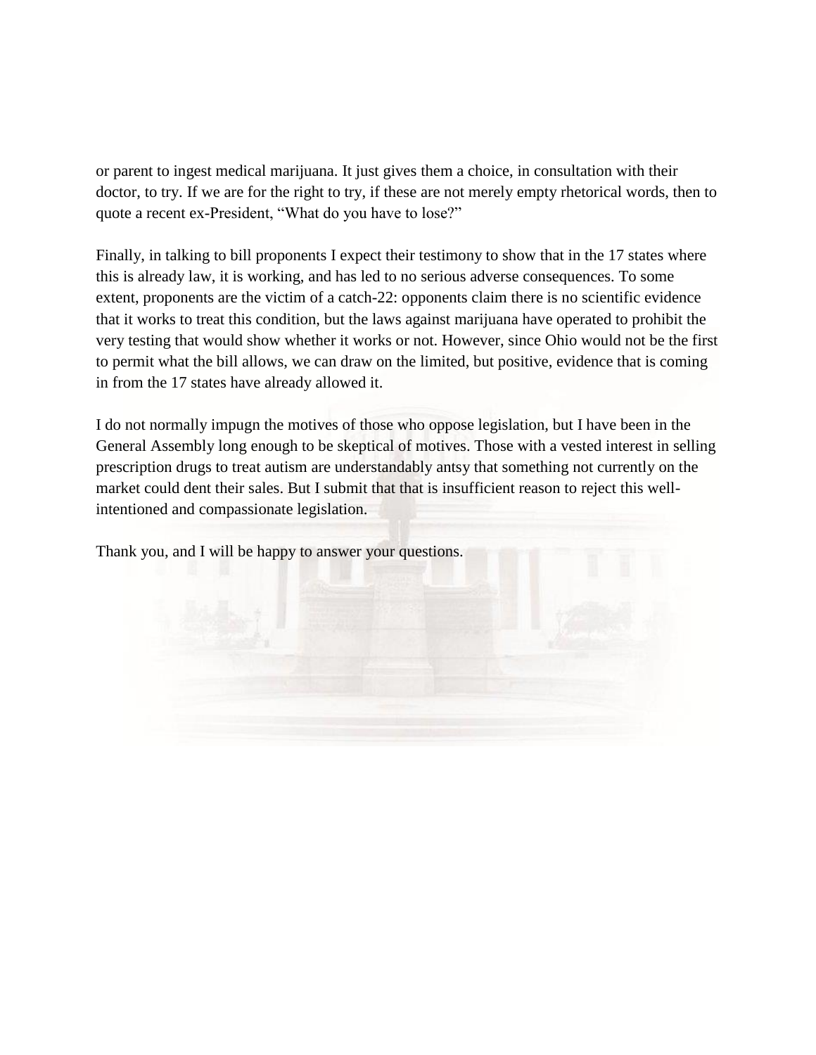or parent to ingest medical marijuana. It just gives them a choice, in consultation with their doctor, to try. If we are for the right to try, if these are not merely empty rhetorical words, then to quote a recent ex-President, "What do you have to lose?"

Finally, in talking to bill proponents I expect their testimony to show that in the 17 states where this is already law, it is working, and has led to no serious adverse consequences. To some extent, proponents are the victim of a catch-22: opponents claim there is no scientific evidence that it works to treat this condition, but the laws against marijuana have operated to prohibit the very testing that would show whether it works or not. However, since Ohio would not be the first to permit what the bill allows, we can draw on the limited, but positive, evidence that is coming in from the 17 states have already allowed it.

I do not normally impugn the motives of those who oppose legislation, but I have been in the General Assembly long enough to be skeptical of motives. Those with a vested interest in selling prescription drugs to treat autism are understandably antsy that something not currently on the market could dent their sales. But I submit that that is insufficient reason to reject this well-intentioned and compassionate legislation.

Thank you, and I will be happy to answer your questions.